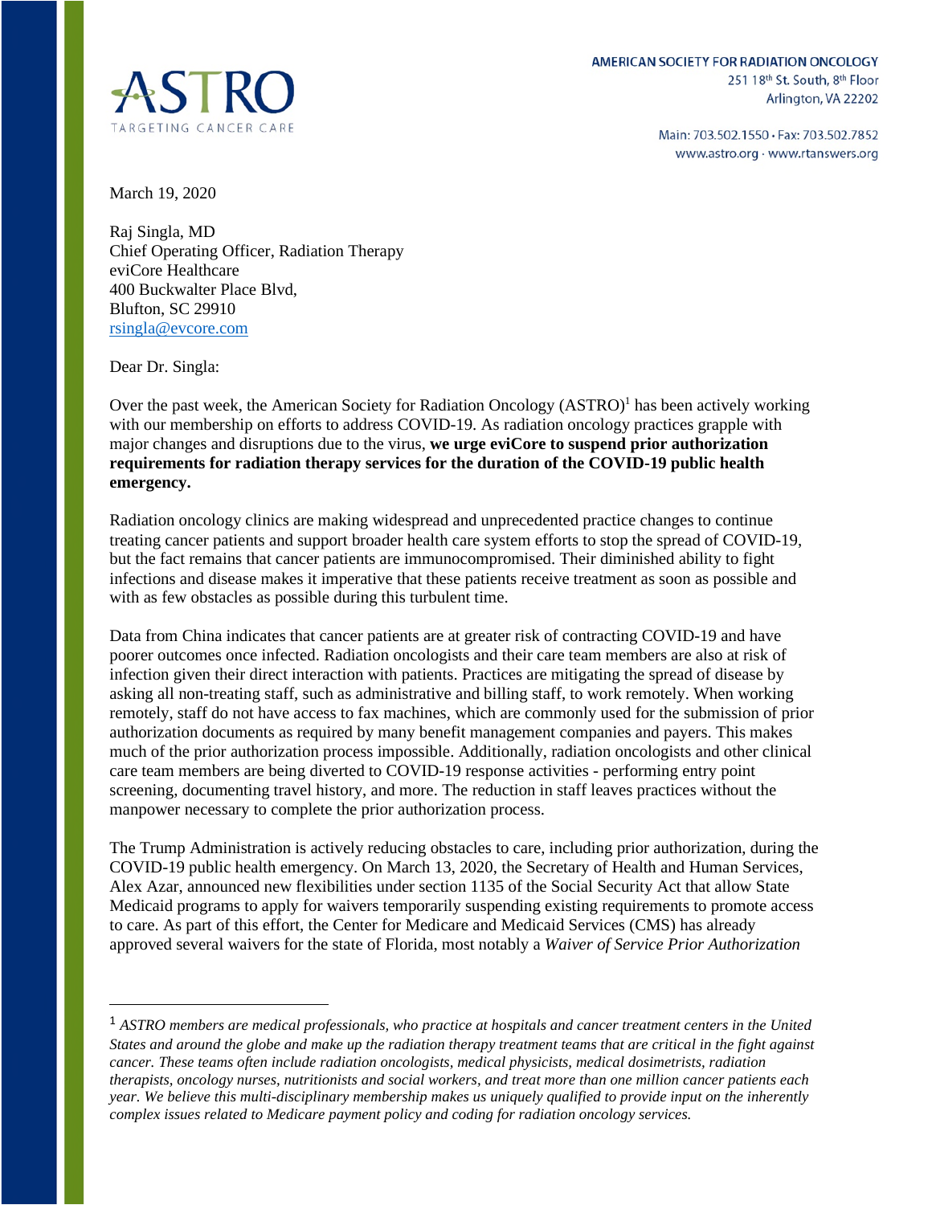ASTRO

TARGETING CANCER CARE

AMERICAN SOCIETY FOR RADIATION ONCOLOGY
251 18th St. South, 8th Floor
Arlington, VA 22202

Main: 703.502.1550 · Fax: 703.502.7852
www.astro.org · www.rtanswers.org

March 19, 2020

Raj Singla, MD
Chief Operating Officer, Radiation Therapy
eviCore Healthcare
400 Buckwalter Place Blvd,
Blufton, SC 29910
rsingla@evcore.com

Dear Dr. Singla:

Over the past week, the American Society for Radiation Oncology (ASTRO)[1] has been actively working with our membership on efforts to address COVID-19. As radiation oncology practices grapple with major changes and disruptions due to the virus, **we urge eviCore to suspend prior authorization requirements for radiation therapy services for the duration of the COVID-19 public health emergency.**

Radiation oncology clinics are making widespread and unprecedented practice changes to continue treating cancer patients and support broader health care system efforts to stop the spread of COVID-19, but the fact remains that cancer patients are immunocompromised. Their diminished ability to fight infections and disease makes it imperative that these patients receive treatment as soon as possible and with as few obstacles as possible during this turbulent time.

Data from China indicates that cancer patients are at greater risk of contracting COVID-19 and have poorer outcomes once infected. Radiation oncologists and their care team members are also at risk of infection given their direct interaction with patients. Practices are mitigating the spread of disease by asking all non-treating staff, such as administrative and billing staff, to work remotely. When working remotely, staff do not have access to fax machines, which are commonly used for the submission of prior authorization documents as required by many benefit management companies and payers. This makes much of the prior authorization process impossible. Additionally, radiation oncologists and other clinical care team members are being diverted to COVID-19 response activities - performing entry point screening, documenting travel history, and more. The reduction in staff leaves practices without the manpower necessary to complete the prior authorization process.

The Trump Administration is actively reducing obstacles to care, including prior authorization, during the COVID-19 public health emergency. On March 13, 2020, the Secretary of Health and Human Services, Alex Azar, announced new flexibilities under section 1135 of the Social Security Act that allow State Medicaid programs to apply for waivers temporarily suspending existing requirements to promote access to care. As part of this effort, the Center for Medicare and Medicaid Services (CMS) has already approved several waivers for the state of Florida, most notably a *Waiver of Service Prior Authorization*

---

[1] *ASTRO members are medical professionals, who practice at hospitals and cancer treatment centers in the United States and around the globe and make up the radiation therapy treatment teams that are critical in the fight against cancer. These teams often include radiation oncologists, medical physicists, medical dosimetrists, radiation therapists, oncology nurses, nutritionists and social workers, and treat more than one million cancer patients each year. We believe this multi-disciplinary membership makes us uniquely qualified to provide input on the inherently complex issues related to Medicare payment policy and coding for radiation oncology services.*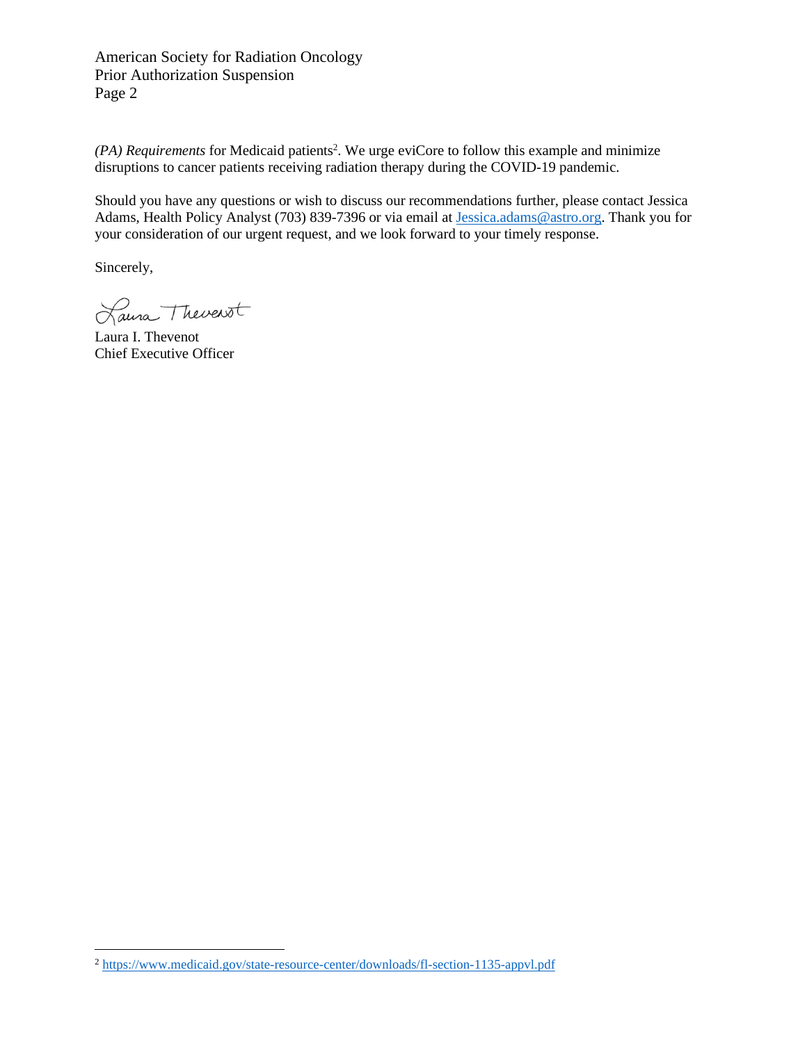*(PA) Requirements* for Medicaid patients[2]. We urge eviCore to follow this example and minimize disruptions to cancer patients receiving radiation therapy during the COVID-19 pandemic.

Should you have any questions or wish to discuss our recommendations further, please contact Jessica Adams, Health Policy Analyst (703) 839-7396 or via email at Jessica.adams@astro.org. Thank you for your consideration of our urgent request, and we look forward to your timely response.

Sincerely,

Laura Thevenot

Laura I. Thevenot
Chief Executive Officer

---

[2] https://www.medicaid.gov/state-resource-center/downloads/fl-section-1135-appvl.pdf